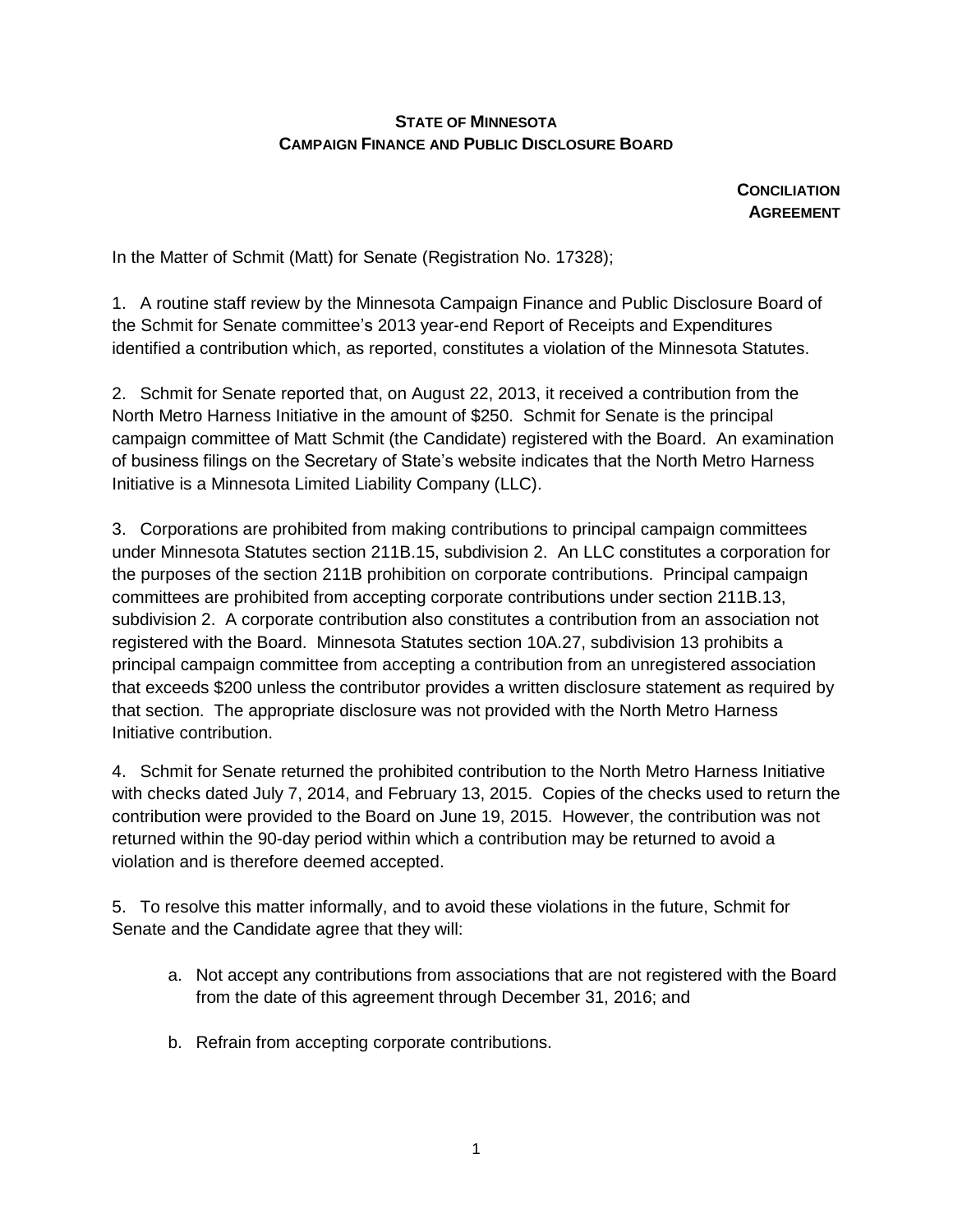**STATE OF MINNESOTA**
**CAMPAIGN FINANCE AND PUBLIC DISCLOSURE BOARD**

**CONCILIATION AGREEMENT**

In the Matter of Schmit (Matt) for Senate (Registration No. 17328);

1. A routine staff review by the Minnesota Campaign Finance and Public Disclosure Board of the Schmit for Senate committee's 2013 year-end Report of Receipts and Expenditures identified a contribution which, as reported, constitutes a violation of the Minnesota Statutes.

2. Schmit for Senate reported that, on August 22, 2013, it received a contribution from the North Metro Harness Initiative in the amount of $250. Schmit for Senate is the principal campaign committee of Matt Schmit (the Candidate) registered with the Board. An examination of business filings on the Secretary of State's website indicates that the North Metro Harness Initiative is a Minnesota Limited Liability Company (LLC).

3. Corporations are prohibited from making contributions to principal campaign committees under Minnesota Statutes section 211B.15, subdivision 2. An LLC constitutes a corporation for the purposes of the section 211B prohibition on corporate contributions. Principal campaign committees are prohibited from accepting corporate contributions under section 211B.13, subdivision 2. A corporate contribution also constitutes a contribution from an association not registered with the Board. Minnesota Statutes section 10A.27, subdivision 13 prohibits a principal campaign committee from accepting a contribution from an unregistered association that exceeds $200 unless the contributor provides a written disclosure statement as required by that section. The appropriate disclosure was not provided with the North Metro Harness Initiative contribution.

4. Schmit for Senate returned the prohibited contribution to the North Metro Harness Initiative with checks dated July 7, 2014, and February 13, 2015. Copies of the checks used to return the contribution were provided to the Board on June 19, 2015. However, the contribution was not returned within the 90-day period within which a contribution may be returned to avoid a violation and is therefore deemed accepted.

5. To resolve this matter informally, and to avoid these violations in the future, Schmit for Senate and the Candidate agree that they will:

   a. Not accept any contributions from associations that are not registered with the Board from the date of this agreement through December 31, 2016; and

   b. Refrain from accepting corporate contributions.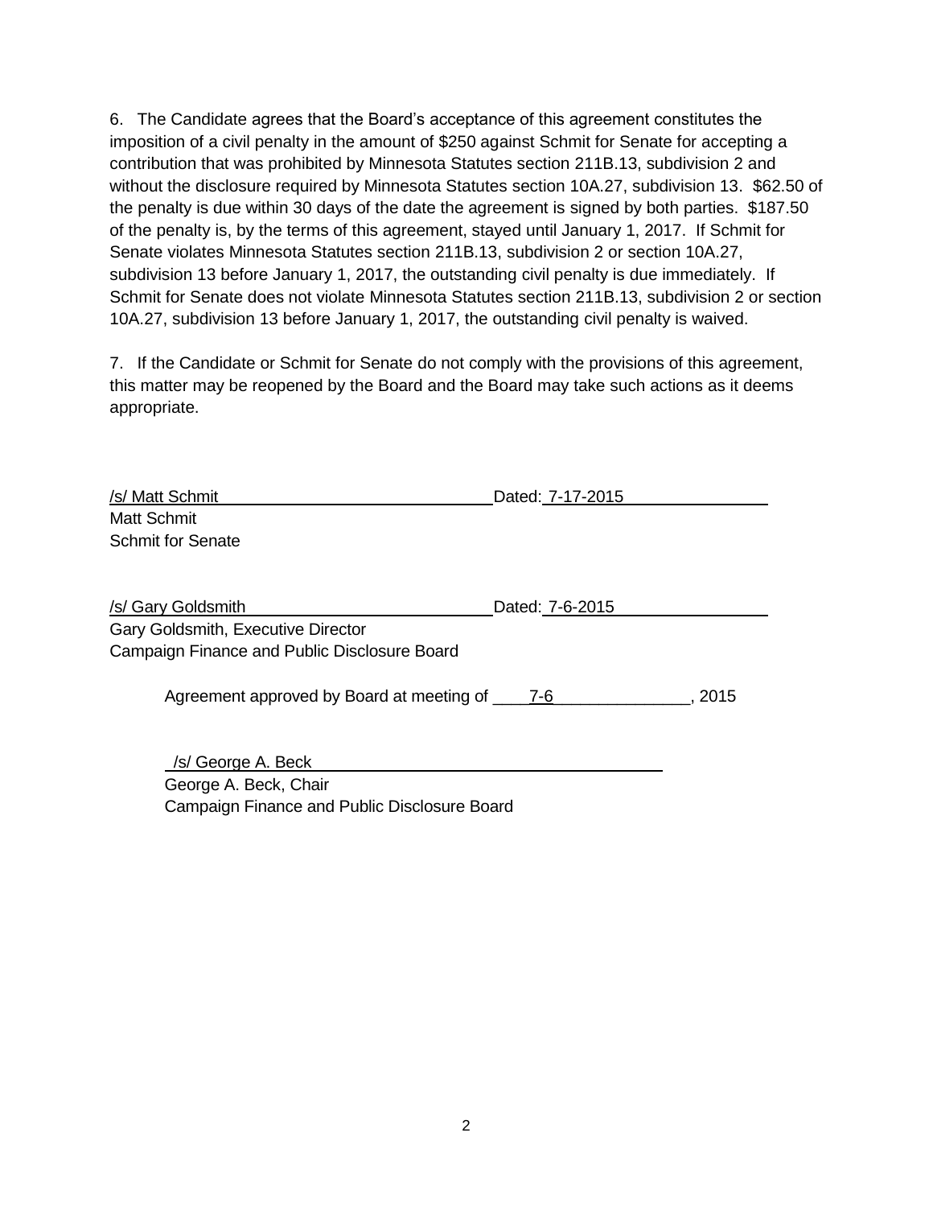6. The Candidate agrees that the Board's acceptance of this agreement constitutes the imposition of a civil penalty in the amount of $250 against Schmit for Senate for accepting a contribution that was prohibited by Minnesota Statutes section 211B.13, subdivision 2 and without the disclosure required by Minnesota Statutes section 10A.27, subdivision 13. $62.50 of the penalty is due within 30 days of the date the agreement is signed by both parties. $187.50 of the penalty is, by the terms of this agreement, stayed until January 1, 2017. If Schmit for Senate violates Minnesota Statutes section 211B.13, subdivision 2 or section 10A.27, subdivision 13 before January 1, 2017, the outstanding civil penalty is due immediately. If Schmit for Senate does not violate Minnesota Statutes section 211B.13, subdivision 2 or section 10A.27, subdivision 13 before January 1, 2017, the outstanding civil penalty is waived.

7. If the Candidate or Schmit for Senate do not comply with the provisions of this agreement, this matter may be reopened by the Board and the Board may take such actions as it deems appropriate.

/s/ Matt Schmit Dated: 7-17-2015
Matt Schmit
Schmit for Senate

/s/ Gary Goldsmith Dated: 7-6-2015
Gary Goldsmith, Executive Director
Campaign Finance and Public Disclosure Board

Agreement approved by Board at meeting of 7-6, 2015

/s/ George A. Beck
George A. Beck, Chair
Campaign Finance and Public Disclosure Board